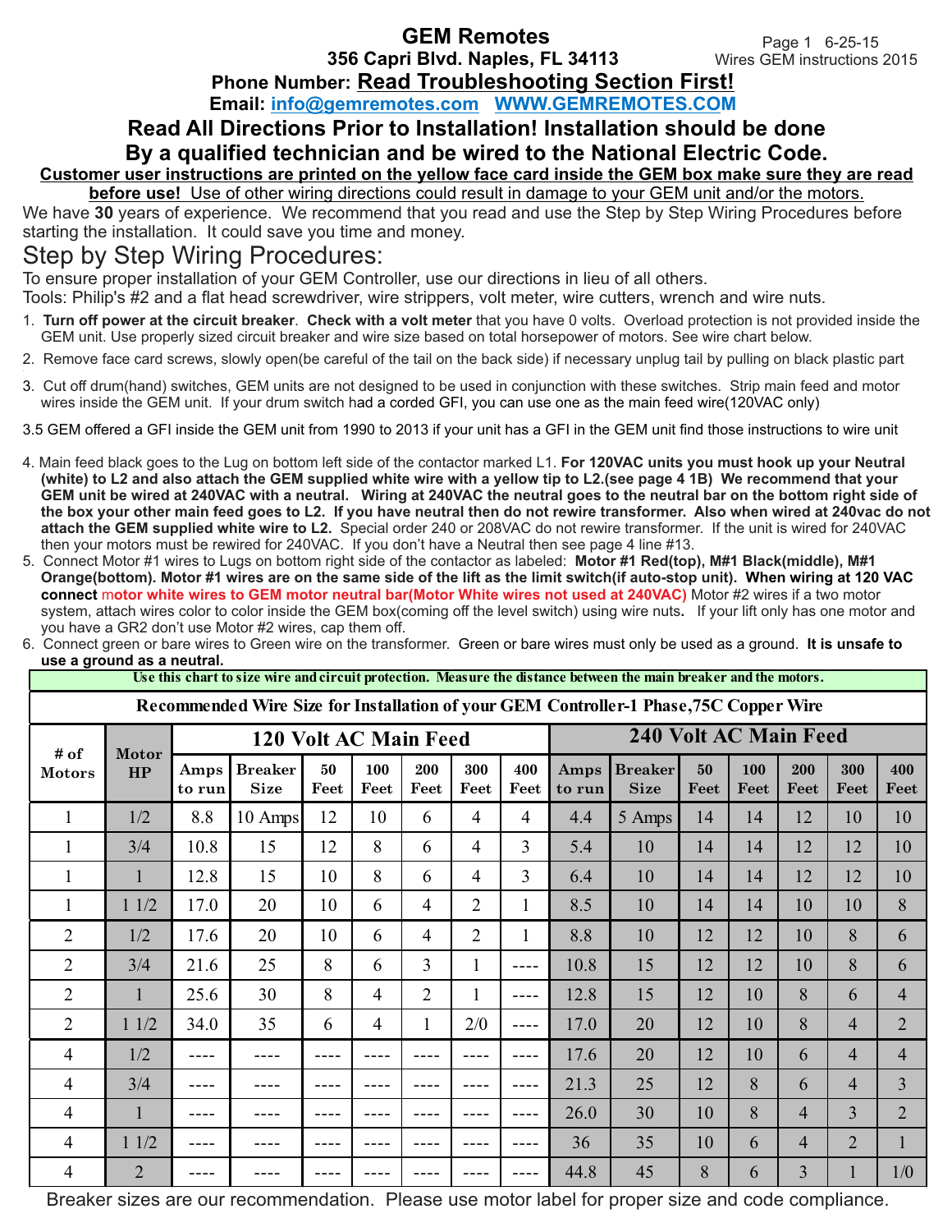# GEM Remotes

**356 Capri Blvd. Naples, FL 34113**

Page 1 6-25-15
Wires GEM instructions 2015

**Phone Number: <u>Read Troubleshooting Section First!</u>**

**Email: [info@gemremotes.com](mailto:info@gemremotes.com) [WWW.GEMREMOTES.COM](http://WWW.GEMREMOTES.COM)**

## Read All Directions Prior to Installation! Installation should be done By a qualified technician and be wired to the National Electric Code.

**<u>Customer user instructions are printed on the yellow face card inside the GEM box make sure they are read before use!</u>** <u>Use of other wiring directions could result in damage to your GEM unit and/or the motors.</u>

We have **30** years of experience. We recommend that you read and use the Step by Step Wiring Procedures before starting the installation. It could save you time and money.

## Step by Step Wiring Procedures:

To ensure proper installation of your GEM Controller, use our directions in lieu of all others.

Tools: Philip's #2 and a flat head screwdriver, wire strippers, volt meter, wire cutters, wrench and wire nuts.

1. **Turn off power at the circuit breaker**. **Check with a volt meter** that you have 0 volts. Overload protection is not provided inside the GEM unit. Use properly sized circuit breaker and wire size based on total horsepower of motors. See wire chart below.
2. Remove face card screws, slowly open(be careful of the tail on the back side) if necessary unplug tail by pulling on black plastic part
3. Cut off drum(hand) switches, GEM units are not designed to be used in conjunction with these switches. Strip main feed and motor wires inside the GEM unit. If your drum switch had a corded GFI, you can use one as the main feed wire(120VAC only)

3.5 GEM offered a GFI inside the GEM unit from 1990 to 2013 if your unit has a GFI in the GEM unit find those instructions to wire unit

4. Main feed black goes to the Lug on bottom left side of the contactor marked L1. **For 120VAC units you must hook up your Neutral (white) to L2 and also attach the GEM supplied white wire with a yellow tip to L2.(see page 4 1B) We recommend that your GEM unit be wired at 240VAC with a neutral. Wiring at 240VAC the neutral goes to the neutral bar on the bottom right side of the box your other main feed goes to L2. If you have neutral then do not rewire transformer. Also when wired at 240vac do not attach the GEM supplied white wire to L2.** Special order 240 or 208VAC do not rewire transformer. If the unit is wired for 240VAC then your motors must be rewired for 240VAC. If you don't have a Neutral then see page 4 line #13.
5. Connect Motor #1 wires to Lugs on bottom right side of the contactor as labeled: **Motor #1 Red(top), M#1 Black(middle), M#1 Orange(bottom). Motor #1 wires are on the same side of the lift as the limit switch(if auto-stop unit). When wiring at 120 VAC connect motor white wires to GEM motor neutral bar(Motor White wires not used at 240VAC)** Motor #2 wires if a two motor system, attach wires color to color inside the GEM box(coming off the level switch) using wire nuts**.** If your lift only has one motor and you have a GR2 don't use Motor #2 wires, cap them off.
6. Connect green or bare wires to Green wire on the transformer. Green or bare wires must only be used as a ground. **It is unsafe to use a ground as a neutral.**

**Use this chart to size wire and circuit protection. Measure the distance between the main breaker and the motors.**

**Recommended Wire Size for Installation of your GEM Controller-1 Phase,75C Copper Wire**

| # of Motors | Motor HP | 120 Volt AC Main Feed | | | | | | | 240 Volt AC Main Feed | | | | | | |
|---|---|---|---|---|---|---|---|---|---|---|---|---|---|---|---|
| | | Amps to run | Breaker Size | 50 Feet | 100 Feet | 200 Feet | 300 Feet | 400 Feet | Amps to run | Breaker Size | 50 Feet | 100 Feet | 200 Feet | 300 Feet | 400 Feet |
| 1 | 1/2 | 8.8 | 10 Amps | 12 | 10 | 6 | 4 | 4 | 4.4 | 5 Amps | 14 | 14 | 12 | 10 | 10 |
| 1 | 3/4 | 10.8 | 15 | 12 | 8 | 6 | 4 | 3 | 5.4 | 10 | 14 | 14 | 12 | 12 | 10 |
| 1 | 1 | 12.8 | 15 | 10 | 8 | 6 | 4 | 3 | 6.4 | 10 | 14 | 14 | 12 | 12 | 10 |
| 1 | 1 1/2 | 17.0 | 20 | 10 | 6 | 4 | 2 | 1 | 8.5 | 10 | 14 | 14 | 10 | 10 | 8 |
| 2 | 1/2 | 17.6 | 20 | 10 | 6 | 4 | 2 | 1 | 8.8 | 10 | 12 | 12 | 10 | 8 | 6 |
| 2 | 3/4 | 21.6 | 25 | 8 | 6 | 3 | 1 | ---- | 10.8 | 15 | 12 | 12 | 10 | 8 | 6 |
| 2 | 1 | 25.6 | 30 | 8 | 4 | 2 | 1 | ---- | 12.8 | 15 | 12 | 10 | 8 | 6 | 4 |
| 2 | 1 1/2 | 34.0 | 35 | 6 | 4 | 1 | 2/0 | ---- | 17.0 | 20 | 12 | 10 | 8 | 4 | 2 |
| 4 | 1/2 | ---- | ---- | ---- | ---- | ---- | ---- | ---- | 17.6 | 20 | 12 | 10 | 6 | 4 | 4 |
| 4 | 3/4 | ---- | ---- | ---- | ---- | ---- | ---- | ---- | 21.3 | 25 | 12 | 8 | 6 | 4 | 3 |
| 4 | 1 | ---- | ---- | ---- | ---- | ---- | ---- | ---- | 26.0 | 30 | 10 | 8 | 4 | 3 | 2 |
| 4 | 1 1/2 | ---- | ---- | ---- | ---- | ---- | ---- | ---- | 36 | 35 | 10 | 6 | 4 | 2 | 1 |
| 4 | 2 | ---- | ---- | ---- | ---- | ---- | ---- | ---- | 44.8 | 45 | 8 | 6 | 3 | 1 | 1/0 |

Breaker sizes are our recommendation. Please use motor label for proper size and code compliance.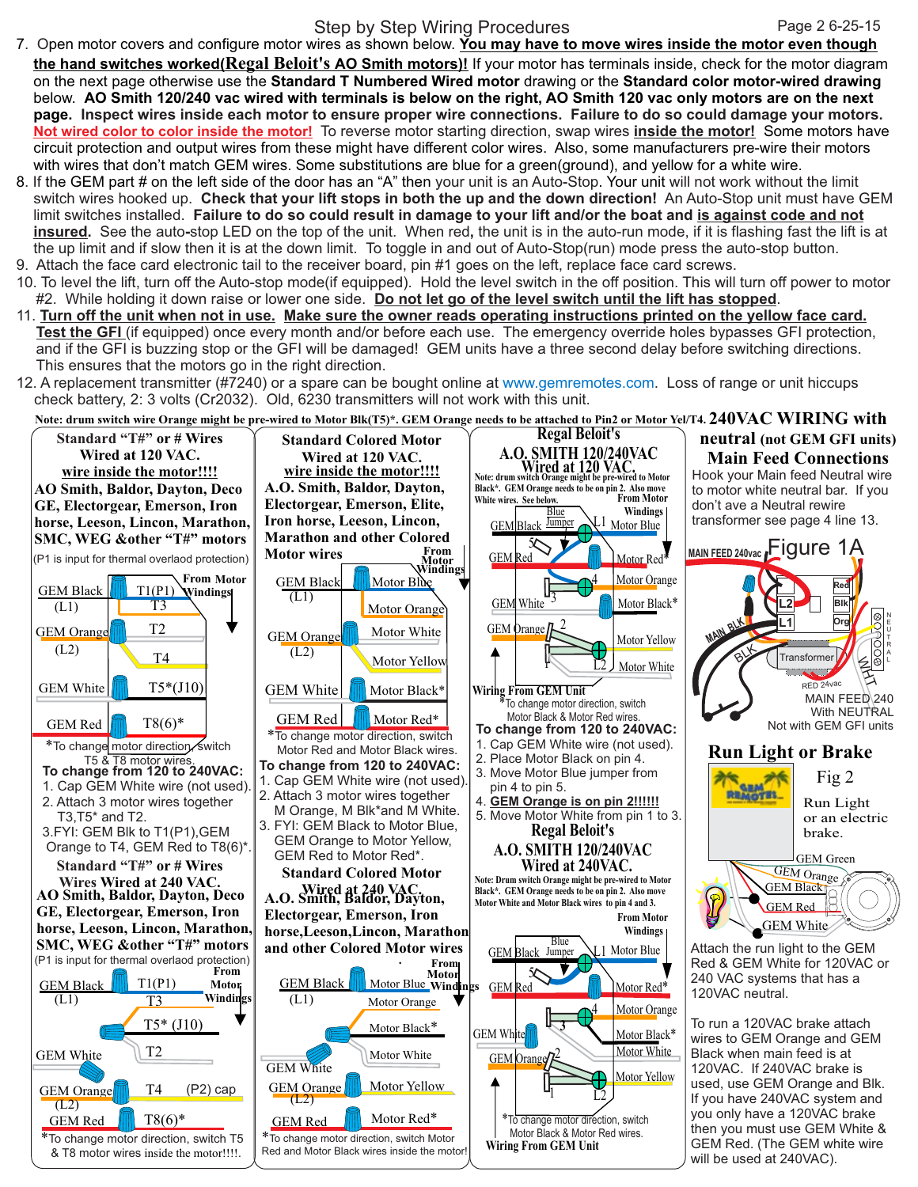# Step by Step Wiring Procedures

7. Open motor covers and configure motor wires as shown below. **You may have to move wires inside the motor even though the hand switches worked(Regal Beloit's AO Smith motors)!** If your motor has terminals inside, check for the motor diagram on the next page otherwise use the **Standard T Numbered Wired motor** drawing or the **Standard color motor-wired drawing** below. **AO Smith 120/240 vac wired with terminals is below on the right, AO Smith 120 vac only motors are on the next page. Inspect wires inside each motor to ensure proper wire connections. Failure to do so could damage your motors.** **Not wired color to color inside the motor!** To reverse motor starting direction, swap wires **inside the motor!** Some motors have circuit protection and output wires from these might have different color wires. Also, some manufacturers pre-wire their motors with wires that don't match GEM wires. Some substitutions are blue for a green(ground), and yellow for a white wire.
8. If the GEM part # on the left side of the door has an "A" then your unit is an Auto-Stop. Your unit will not work without the limit switch wires hooked up. **Check that your lift stops in both the up and the down direction!** An Auto-Stop unit must have GEM limit switches installed. **Failure to do so could result in damage to your lift and/or the boat and is against code and not insured.** See the auto-stop LED on the top of the unit. When red, the unit is in the auto-run mode, if it is flashing fast the lift is at the up limit and if slow then it is at the down limit. To toggle in and out of Auto-Stop(run) mode press the auto-stop button.
9. Attach the face card electronic tail to the receiver board, pin #1 goes on the left, replace face card screws.
10. To level the lift, turn off the Auto-stop mode(if equipped). Hold the level switch in the off position. This will turn off power to motor #2. While holding it down raise or lower one side. **Do not let go of the level switch until the lift has stopped**.
11. **Turn off the unit when not in use. Make sure the owner reads operating instructions printed on the yellow face card. Test the GFI** (if equipped) once every month and/or before each use. The emergency override holes bypasses GFI protection, and if the GFI is buzzing stop or the GFI will be damaged! GEM units have a three second delay before switching directions. This ensures that the motors go in the right direction.
12. A replacement transmitter (#7240) or a spare can be bought online at www.gemremotes.com. Loss of range or unit hiccups check battery, 2: 3 volts (Cr2032). Old, 6230 transmitters will not work with this unit.

**Note: drum switch wire Orange might be pre-wired to Motor Blk(T5)*. GEM Orange needs to be attached to Pin2 or Motor Yel/T4.**

## Standard "T#" or # Wires Wired at 120 VAC. wire inside the motor!!!!

**AO Smith, Baldor, Dayton, Deco GE, Electorgear, Emerson, Iron horse, Leeson, Lincon, Marathon, SMC, WEG &other "T#" motors**

(P1 is input for thermal overload protection)

| GEM | From Motor Windings |
|---|---|
| GEM Black (L1) | T1(P1), T3 |
| GEM Orange (L2) | T2, T4 |
| GEM White | T5*(J10) |
| GEM Red | T8(6)* |

*To change motor direction, switch T5 & T8 motor wires.

**To change from 120 to 240VAC:**
1. Cap GEM White wire (not used).
2. Attach 3 motor wires together T3,T5* and T2.
3. FYI: GEM Blk to T1(P1),GEM Orange to T4, GEM Red to T8(6)*.

## Standard "T#" or # Wires Wired at 240 VAC.

**AO Smith, Baldor, Dayton, Deco GE, Electorgear, Emerson, Iron horse, Leeson, Lincon, Marathon, SMC, WEG &other "T#" motors**

(P1 is input for thermal overload protection)

| GEM | From Motor Windings |
|---|---|
| GEM Black (L1) | T1(P1) |
| | T3, T5* (J10), T2 (together) |
| GEM White (capped) | |
| GEM Orange (L2) | T4 (P2) cap |
| GEM Red | T8(6)* |

*To change motor direction, switch T5 & T8 motor wires inside the motor!!!!.

## Standard Colored Motor Wired at 120 VAC. wire inside the motor!!!!

**A.O. Smith, Baldor, Dayton, Electorgear, Emerson, Elite, Iron horse, Leeson, Lincon, Marathon and other Colored Motor wires**

| GEM | From Motor Windings |
|---|---|
| GEM Black (L1) | Motor Blue, Motor Orange |
| GEM Orange (L2) | Motor White, Motor Yellow |
| GEM White | Motor Black* |
| GEM Red | Motor Red* |

*To change motor direction, switch Motor Red and Motor Black wires.

**To change from 120 to 240VAC:**
1. Cap GEM White wire (not used).
2. Attach 3 motor wires together M Orange, M Blk*and M White.
3. FYI: GEM Black to Motor Blue, GEM Orange to Motor Yellow, GEM Red to Motor Red*.

## Standard Colored Motor Wired at 240 VAC.

**A.O. Smith, Baldor, Dayton, Electorgear, Emerson, Iron horse,Leeson,Lincon, Marathon and other Colored Motor wires**

| GEM | From Motor Windings |
|---|---|
| GEM Black (L1) | Motor Blue |
| | Motor Orange, Motor Black*, Motor White (together) |
| GEM White (capped) | |
| GEM Orange (L2) | Motor Yellow |
| GEM Red | Motor Red* |

*To change motor direction, switch Motor Red and Motor Black wires inside the motor!

## Regal Beloit's A.O. SMITH 120/240VAC Wired at 120 VAC.

Note: drum switch Orange might be pre-wired to Motor Black*. GEM Orange needs to be on pin 2. Also move White wires. See below.

Wiring From GEM Unit: GEM Black – L1 – Motor Blue (Blue Jumper); GEM Red – Motor Red*; pin 4 – Motor Orange; GEM White – Motor Black*; GEM Orange – pin 2 – Motor Yellow; L2 – Motor White.

*To change motor direction, switch Motor Black & Motor Red wires.

**To change from 120 to 240VAC:**
1. Cap GEM White wire (not used).
2. Place Motor Black on pin 4.
3. Move Motor Blue jumper from pin 4 to pin 5.
4. **GEM Orange is on pin 2!!!!!!**
5. Move Motor White from pin 1 to 3.

## Regal Beloit's A.O. SMITH 120/240VAC Wired at 240VAC.

Note: Drum switch Orange might be pre-wired to Motor Black*. GEM Orange needs to be on pin 2. Also move Motor White and Motor Black wires to pin 4 and 3.

Wiring From GEM Unit: GEM Black – L1 – Motor Blue (Blue Jumper); GEM Red – Motor Red*; pin 4 – Motor Orange; GEM White (capped); pin 3 – Motor Black*, Motor White; GEM Orange – pin 2 – Motor Yellow; L2.

*To change motor direction, switch Motor Black & Motor Red wires.

## 240VAC WIRING with neutral (not GEM GFI units) Main Feed Connections

Hook your Main feed Neutral wire to motor white neutral bar. If you don't ave a Neutral rewire transformer see page 4 line 13.

Figure 1A

MAIN FEED 240vac: MAIN BLK, BLK, WHT, NEUTRAL, Transformer, RED 24vac, L1, L2, Red, Blk, Org

MAIN FEED 240 With NEUTRAL Not with GEM GFI units

## Run Light or Brake

Fig 2

Run Light or an electric brake.

GEM Green, GEM Orange, GEM Black, GEM Red, GEM White

Attach the run light to the GEM Red & GEM White for 120VAC or 240 VAC systems that has a 120VAC neutral.

To run a 120VAC brake attach wires to GEM Orange and GEM Black when main feed is at 120VAC. If 240VAC brake is used, use GEM Orange and Blk. If you have 240VAC system and you only have a 120VAC brake then you must use GEM White & GEM Red. (The GEM white wire will be used at 240VAC).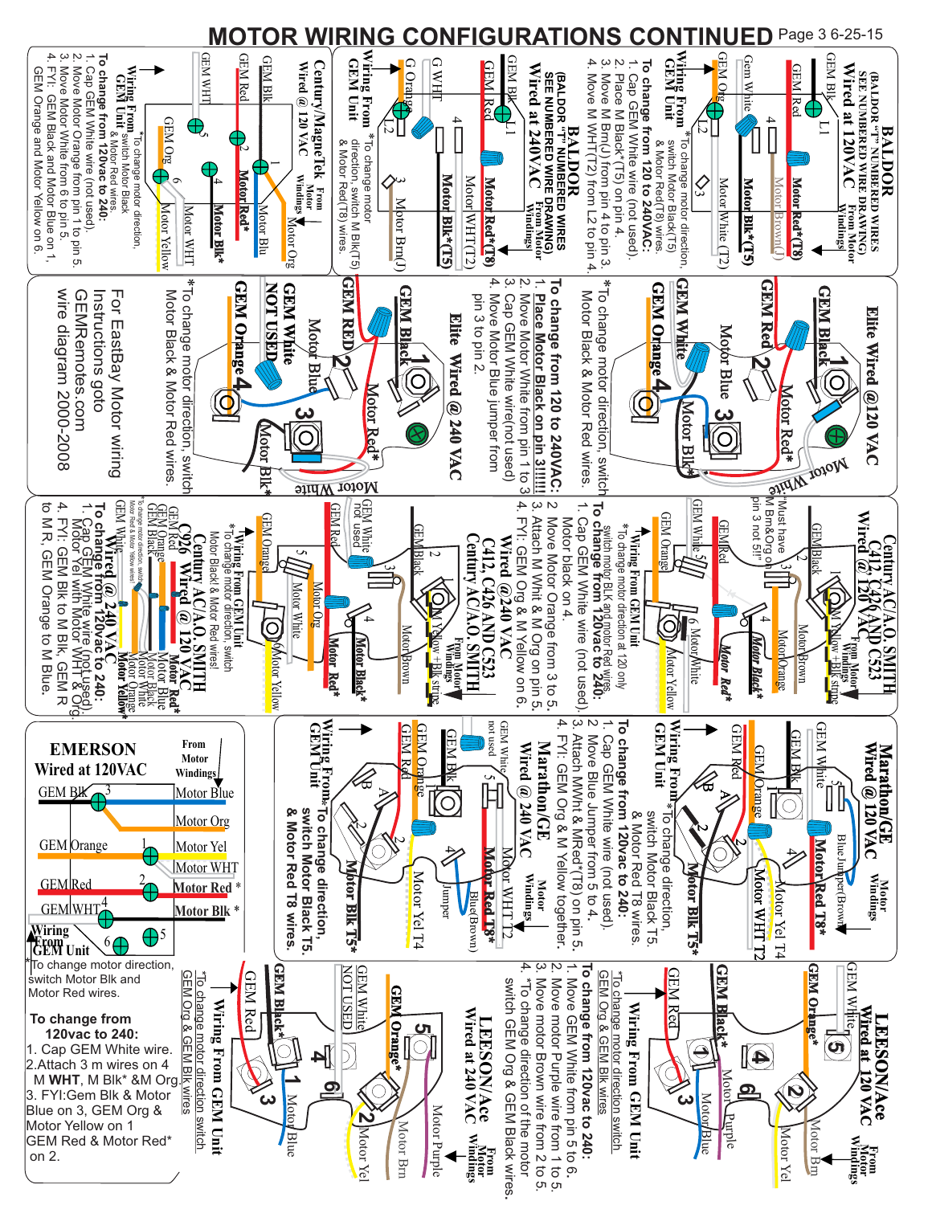# MOTOR WIRING CONFIGURATIONS CONTINUED

## BALDOR Wired at 120VAC

(BALDOR "T" NUMBERED WIRES SEE NUMBERED WIRE DRAWING)

From Motor Windings: Motor Red*(T8), Motor Brown(J), Motor Blk*(T5), Motor White (T2)

Wiring From GEM Unit: GEM Blk (L1), GEM Red, GEM White (4), GEM Org (L2), 3

*To change motor direction, switch Motor Black(T5) & Motor Red(T8) wires.

**To change from 120 to 240VAC:**

1. Cap GEM White wire (not used).
2. Place M Black*(T5) on pin 4.
3. Move M Brn(J) from pin 4 to pin 3.
4. Move M WHT(T2) from L2 to pin 4.

## BALDOR Wired at 240VAC

(BALDOR "T" NUMBERED WIRES SEE NUMBERED WIRE DRAWING)

From Motor Windings: Motor Red*(T8), Motor WHT(T2), Motor Blk*(T5), Motor Brn(J)

Wiring From GEM Unit: GEM Blk (L1), GEM Red, G WHT (4), G Orange (L2), 3

*To change motor direction, switch M Blk(T5) & Motor Red(T8) wires.

## Century/MagneTek Wired @ 120 VAC

From Motor Windings: Motor Org, Motor Blu, Motor Red*, Motor Blk*, Motor WHT, Motor Yellow

Wiring From GEM Unit: GEM Blk (1), GEM Red (2), GEM WHT (5), GEM Org (6), 4

*To change motor direction, switch Motor Black & Motor Red wires.

**To change from 120vac to 240:**

1. Cap GEM White wire (not used).
2. Move Motor Orange from pin 1 to pin 5.
3. Move Motor White from 6 to pin 5.
4. FYI: GEM Black and Motor Blue on 1, GEM Orange and Motor Yellow on 6.

## Elite Wired @120 VAC

GEM Black (1), GEM Red (2), Motor Red*, Motor Blue (3), GEM White, GEM Orange (4), Motor Blk*, Motor White

*To change motor direction, switch Motor Black & Motor Red wires.

## Elite Wired @ 240 VAC

GEM Black (1), GEM RED (2), Motor Red*, Motor Blue (3), GEM White NOT USED, GEM Orange (4), Motor Blk*, Motor White

**To change from 120 to 240VAC:**

1. **Place Motor Black on pin 3!!!!!**
2. Move Motor White from pin 1 to pin 3
3. Cap GEM White wire(not used)
4. Move Motor Blue jumper from pin 3 to pin 2.

*To change motor direction, switch Motor Black & Motor Red wires.

For EastBay Motor wiring Instructions goto GEMRemotes.com wire diagram 2000-2008

## Century AC/A.O. SMITH C412, C426 AND C523 Wired @ 120 VAC

From Motor Windings: M Yellow + Blk stripe, Motor Brown, Motor Orange, Motor Black*, Motor Red*, Motor White, Motor Yellow

GEM Black (1), 2, 3, GEM Red, 4, GEM White (5), GEM Orange (6)

Must have M Brn & Org on pin 3 not 5!!

Wiring From GEM Unit

*To change motor direction at 120 only switch motor BLK and motor Red wires.

**To change from 120vac to 240:**

1. Cap GEM White wire (not used).
2. Move Motor Orange from 3 to 5.
3. Attach M Whit & M Org on pin 5.
4. FYI: GEM Org & M Yellow on 6.

Motor black on 4.

## Century AC/A.O. SMITH C412, C426 AND C523 Wired @240 VAC

From Motor Windings: M Yellow + Blk stripe, Motor Brown, Motor Black*, Motor Red*, Motor Org, Motor White, Motor Yellow

GEM Black (1), 2, 3, GEM White not used, GEM Red, 4, 5, GEM Orange (6)

## Century AC/A.O. SMITH C926 Wired @ 120 VAC

GEM Red - Motor Red*, GEM Orange - Motor Blue, GEM Black - Motor Black, GEM White - Motor White, Motor Orange, Motor Yellow*

*To change motor direction, switch Motor Black & Motor Red wires!

*To change motor direction, switch Motor Red & Motor Yellow wires!

Wiring From GEM Unit

### C926 Wired @ 240 VAC

**To change from 120vac to 240:**

1. Cap GEM White wire (not used). Motor Yel with Motor WHT & Org.
4. FYI: GEM Blk to M Blk, GEM R to M R, GEM Orange to M Blue.

## Marathon/GE Wired @ 120 VAC

From Motor Windings: Blue Jumper(Brown), Motor Red T8*, Motor Yel T4, Motor WHT T2, Motor Blk T5*

Wiring From GEM Unit: GEM White (5), GEM Blk, GEM Orange, GEM Red, 4, 2, A, B

*To change direction, switch Motor Black T5, & Motor Red T8 wires.

**To change from 120vac to 240:**

1. Cap GEM White wire (not used).
2. Move Blue Jumper from 5 to 4.
3. Attach MWht & MRed*(T8) on pin 5.
4. FYI: GEM Org & M Yellow together.

## Marathon/GE Wired @ 240 VAC

Motor Windings: Motor WHT T2, Motor Red T8*, Blue(Brown), Jumper, Motor Yel T4, Motor Blk T5*

Wiring From GEM Unit: GEM White not used, GEM Blk, GEM Orange, GEM Red, 5, 4, 2, A, B

*To change direction, switch Motor Black T5, & Motor Red T8 wires.

## EMERSON Wired at 120VAC

| Wiring From GEM Unit | Pin | From Motor Windings |
|---|---|---|
| GEM Blk | 3 | Motor Blue, Motor Org |
| GEM Orange | 1 | Motor Yel, Motor WHT |
| GEM Red | 2 | Motor Red * |
| GEM WHT | 4 | Motor Blk * |
| | 6 | |
| | 5 | |

*To change motor direction, switch Motor Blk and Motor Red wires.

**To change from 120vac to 240:**

1. Cap GEM White wire.
2. Attach 3 m wires on 4 M **WHT**, M Blk* &M Org.
3. FYI: Gem Blk & Motor Blue on 3, GEM Org & Motor Yellow on 1 GEM Red & Motor Red* on 2.

## LEESON/Ace Wired at 120VAC

From Motor Windings: Motor Brn, Motor Yel, Motor Purple, Motor Blue

GEM White (5), GEM Orange* (2), 4, 6, GEM Black* (1), GEM Red (3)

Wiring From GEM Unit

*To change motor direction switch GEM Org & GEM Blk wires

**To change from 120vac to 240:**

1. Move GEM White from pin 5 to 6.
2. Move motor Purple wire from 1 to 5.
3. Move motor Brown wire from 2 to 5.
4. *To change direction of the motor switch GEM Org & GEM Black wires.

## LEESON/Ace Wired at 240 VAC

From Motor Windings: Motor Purple, Motor Brn, Motor Yel, Motor Blue

GEM White NOT USED, GEM Orange* (5, 2), 4, 6, GEM Black* (1), GEM Red (3)

Wiring From GEM Unit

*To change motor direction switch GEM Org & GEM Blk wires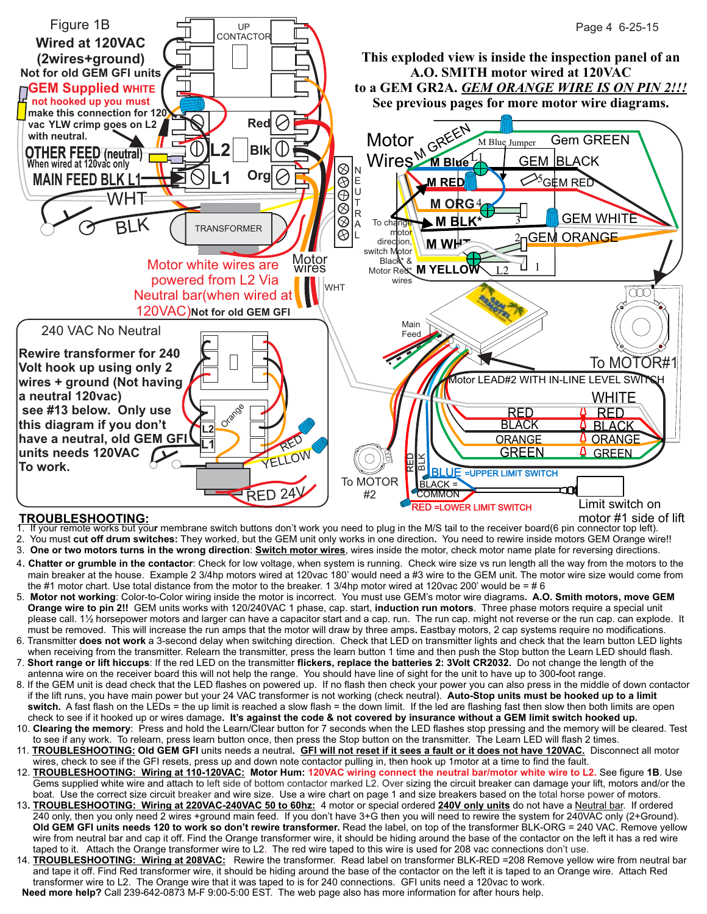Figure 1B

**Wired at 120VAC (2wires+ground)**

**Not for old GEM GFI units**

**GEM Supplied WHITE not hooked up you must make this connection for 120 vac YLW crimp goes on L2 with neutral.**

**OTHER FEED (neutral)** When wired at 120vac only

**MAIN FEED BLK L1**

WHT

BLK

UP CONTACTOR

Red

Blk

Org

L2

L1

TRANSFORMER

NEUTRAL

Motor white wires are powered from L2 Via Neutral bar(when wired at 120VAC) **Not for old GEM GFI**

Motor wires

WHT

**This exploded view is inside the inspection panel of an A.O. SMITH motor wired at 120VAC to a GEM GR2A. *GEM ORANGE WIRE IS ON PIN 2!!!* See previous pages for more motor wire diagrams.**

Motor Wires

M GREEN

M Blue Jumper

Gem GREEN

M Blue L1

GEM BLACK

M RED

5 GEM RED

M ORG 4

To change motor direction, switch Motor Black* & Motor Red* wires

M BLK* 3

GEM WHITE

M WHT 2

GEM ORANGE

M YELLOW L2 1

Main Feed

To MOTOR#1

Motor LEAD#2 WITH IN-LINE LEVEL SWITCH

WHITE

RED RED

BLACK BLACK

ORANGE ORANGE

GREEN GREEN

RED BLK

BLUE =UPPER LIMIT SWITCH

BLACK = COMMON

RED =LOWER LIMIT SWITCH

To MOTOR #2

Limit switch on motor #1 side of lift

240 VAC No Neutral

**Rewire transformer for 240 Volt hook up using only 2 wires + ground (Not having a neutral 120vac) see #13 below. Only use this diagram if you don't have a neutral, old GEM GFI units needs 120VAC To work.**

L2

L1

Orange

RED

YELLOW

RED 24V

## TROUBLESHOOTING:

1. If your remote works but your membrane switch buttons don't work you need to plug in the M/S tail to the receiver board(6 pin connector top left).
2. You must **cut off drum switches:** They worked, but the GEM unit only works in one direction**.** You need to rewire inside motors GEM Orange wire!!
3. **One or two motors turns in the wrong direction**: **Switch motor wires**, wires inside the motor, check motor name plate for reversing directions.
4. **Chatter or grumble in the contactor**: Check for low voltage, when system is running. Check wire size vs run length all the way from the motors to the main breaker at the house. Example 2 3/4hp motors wired at 120vac 180' would need a #3 wire to the GEM unit. The motor wire size would come from the #1 motor chart. Use total distance from the motor to the breaker. 1 3/4hp motor wired at 120vac 200' would be = # 6
5. **Motor not working**: Color-to-Color wiring inside the motor is incorrect. You must use GEM's motor wire diagrams**. A.O. Smith motors, move GEM Orange wire to pin 2!!** GEM units works with 120/240VAC 1 phase, cap. start, **induction run motors**. Three phase motors require a special unit please call. 1½ horsepower motors and larger can have a capacitor start and a cap. run. The run cap. might not reverse or the run cap. can explode. It must be removed. This will increase the run amps that the motor will draw by three amps. Eastbay motors, 2 cap systems require no modifications.
6. Transmitter **does not work** a 3-second delay when switching direction. Check that LED on transmitter lights and check that the learn button LED lights when receiving from the transmitter. Relearn the transmitter, press the learn button 1 time and then push the Stop button the Learn LED should flash.
7. **Short range or lift hiccups**: If the red LED on the transmitter **flickers, replace the batteries 2: 3Volt CR2032.** Do not change the length of the antenna wire on the receiver board this will not help the range. You should have line of sight for the unit to have up to 300-foot range.
8. If the GEM unit is dead check that the LED flashes on powered up. If no flash then check your power you can also press in the middle of down contactor if the lift runs, you have main power but your 24 VAC transformer is not working (check neutral). **Auto-Stop units must be hooked up to a limit switch.** A fast flash on the LEDs = the up limit is reached a slow flash = the down limit. If the led are flashing fast then slow then both limits are open check to see if it hooked up or wires damage**. It's against the code & not covered by insurance without a GEM limit switch hooked up.**
10. **Clearing the memory**: Press and hold the Learn/Clear button for 7 seconds when the LED flashes stop pressing and the memory will be cleared. Test to see if any work. To relearn, press learn button once, then press the Stop button on the transmitter. The Learn LED will flash 2 times.
11. **TROUBLESHOOTING: Old GEM GFI** units needs a neutral. **GFI will not reset if it sees a fault or it does not have 120VAC.** Disconnect all motor wires, check to see if the GFI resets, press up and down note contactor pulling in, then hook up 1motor at a time to find the fault.
12. **TROUBLESHOOTING: Wiring at 110-120VAC: Motor Hum: 120VAC wiring connect the neutral bar/motor white wire to L2.** See figure **1B**. Use Gems supplied white wire and attach to left side of bottom contactor marked L2. Over sizing the circuit breaker can damage your lift, motors and/or the boat. Use the correct size circuit breaker and wire size. Use a wire chart on page 1 and size breakers based on the total horse power of motors.
13. **TROUBLESHOOTING: Wiring at 220VAC-240VAC 50 to 60hz:** 4 motor or special ordered **240V only units** do not have a Neutral bar. If ordered 240 only, then you only need 2 wires +ground main feed. If you don't have 3+G then you will need to rewire the system for 240VAC only (2+Ground). **Old GEM GFI units needs 120 to work so don't rewire transformer.** Read the label, on top of the transformer BLK-ORG = 240 VAC. Remove yellow wire from neutral bar and cap it off. Find the Orange transformer wire, it should be hiding around the base of the contactor on the left it has a red wire taped to it. Attach the Orange transformer wire to L2. The red wire taped to this wire is used for 208 vac connections don't use.
14. **TROUBLESHOOTING: Wiring at 208VAC:** Rewire the transformer. Read label on transformer BLK-RED =208 Remove yellow wire from neutral bar and tape it off. Find Red transformer wire, it should be hiding around the base of the contactor on the left it is taped to an Orange wire. Attach Red transformer wire to L2. The Orange wire that it was taped to is for 240 connections. GFI units need a 120vac to work.

**Need more help?** Call 239-642-0873 M-F 9:00-5:00 EST. The web page also has more information for after hours help.